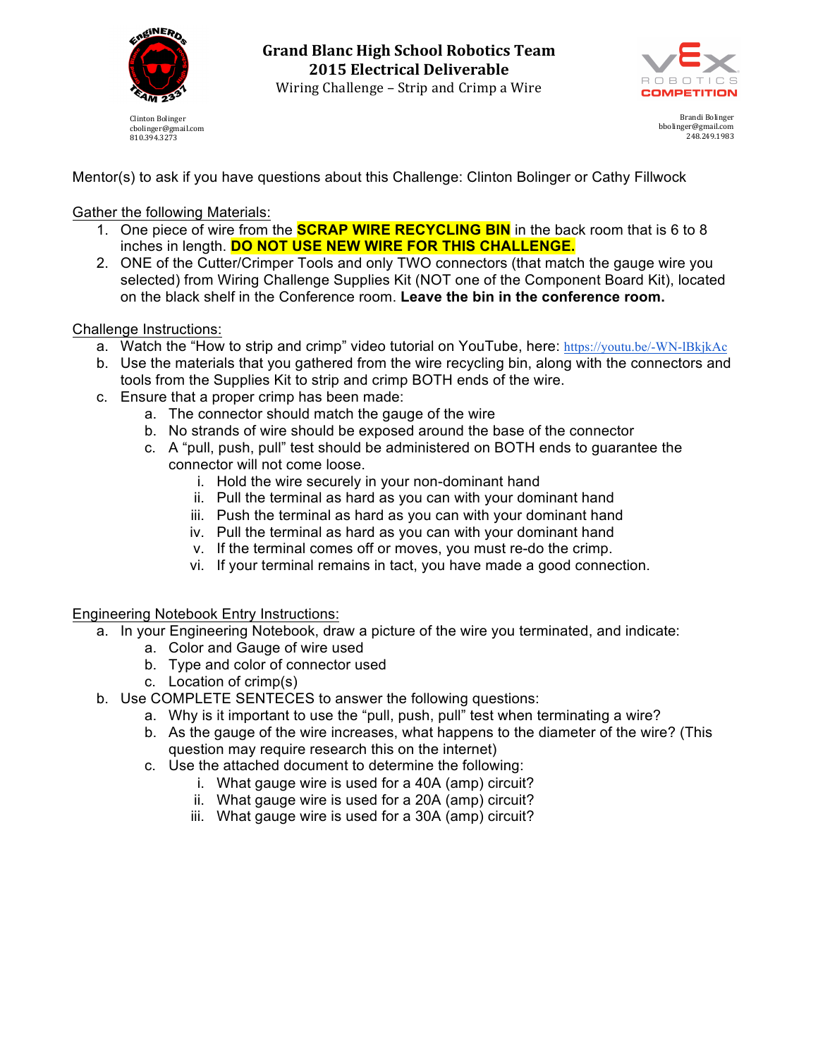# Grand Blanc High School Robotics Team
## 2015 Electrical Deliverable
### Wiring Challenge – Strip and Crimp a Wire

Clinton Bolinger
cbolinger@gmail.com
810.394.3273

Brandi Bolinger
bbolinger@gmail.com
248.249.1983

Mentor(s) to ask if you have questions about this Challenge: Clinton Bolinger or Cathy Fillwock

Gather the following Materials:

1. One piece of wire from the **SCRAP WIRE RECYCLING BIN** in the back room that is 6 to 8 inches in length. **DO NOT USE NEW WIRE FOR THIS CHALLENGE.**
2. ONE of the Cutter/Crimper Tools and only TWO connectors (that match the gauge wire you selected) from Wiring Challenge Supplies Kit (NOT one of the Component Board Kit), located on the black shelf in the Conference room. **Leave the bin in the conference room.**

Challenge Instructions:

a. Watch the "How to strip and crimp" video tutorial on YouTube, here: https://youtu.be/-WN-lBkjkAc
b. Use the materials that you gathered from the wire recycling bin, along with the connectors and tools from the Supplies Kit to strip and crimp BOTH ends of the wire.
c. Ensure that a proper crimp has been made:
    a. The connector should match the gauge of the wire
    b. No strands of wire should be exposed around the base of the connector
    c. A "pull, push, pull" test should be administered on BOTH ends to guarantee the connector will not come loose.
        i. Hold the wire securely in your non-dominant hand
        ii. Pull the terminal as hard as you can with your dominant hand
        iii. Push the terminal as hard as you can with your dominant hand
        iv. Pull the terminal as hard as you can with your dominant hand
        v. If the terminal comes off or moves, you must re-do the crimp.
        vi. If your terminal remains in tact, you have made a good connection.

Engineering Notebook Entry Instructions:

a. In your Engineering Notebook, draw a picture of the wire you terminated, and indicate:
    a. Color and Gauge of wire used
    b. Type and color of connector used
    c. Location of crimp(s)
b. Use COMPLETE SENTECES to answer the following questions:
    a. Why is it important to use the "pull, push, pull" test when terminating a wire?
    b. As the gauge of the wire increases, what happens to the diameter of the wire? (This question may require research this on the internet)
    c. Use the attached document to determine the following:
        i. What gauge wire is used for a 40A (amp) circuit?
        ii. What gauge wire is used for a 20A (amp) circuit?
        iii. What gauge wire is used for a 30A (amp) circuit?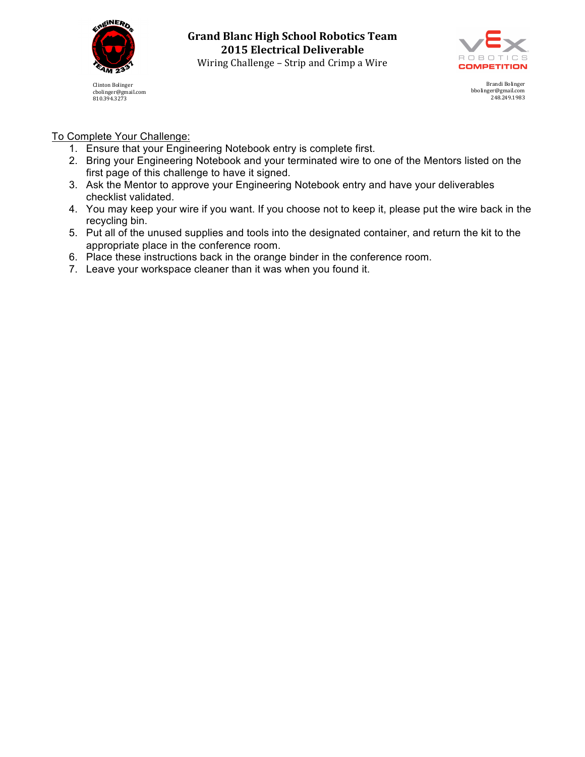To Complete Your Challenge:

1. Ensure that your Engineering Notebook entry is complete first.
2. Bring your Engineering Notebook and your terminated wire to one of the Mentors listed on the first page of this challenge to have it signed.
3. Ask the Mentor to approve your Engineering Notebook entry and have your deliverables checklist validated.
4. You may keep your wire if you want. If you choose not to keep it, please put the wire back in the recycling bin.
5. Put all of the unused supplies and tools into the designated container, and return the kit to the appropriate place in the conference room.
6. Place these instructions back in the orange binder in the conference room.
7. Leave your workspace cleaner than it was when you found it.